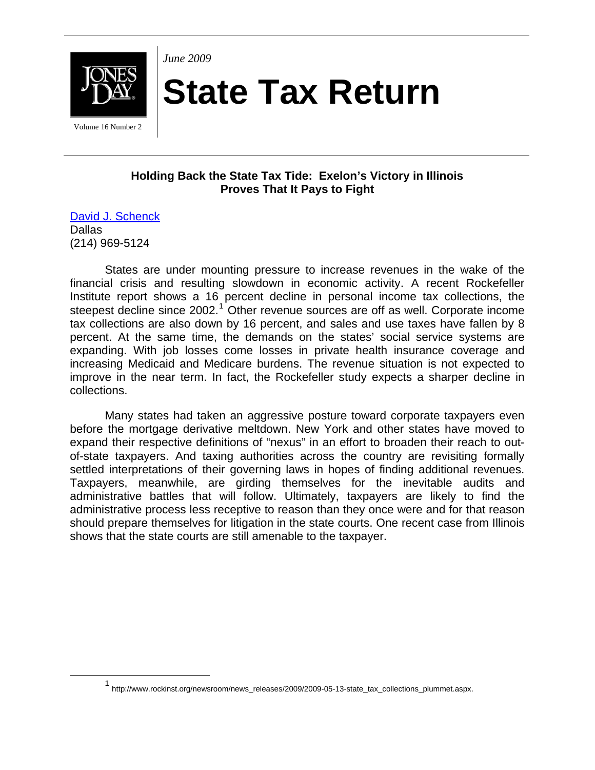*June 2009*

# State Tax Return

Volume 16 Number 2

## Holding Back the State Tax Tide: Exelon's Victory in Illinois Proves That It Pays to Fight

David J. Schenck
Dallas
(214) 969-5124

States are under mounting pressure to increase revenues in the wake of the financial crisis and resulting slowdown in economic activity. A recent Rockefeller Institute report shows a 16 percent decline in personal income tax collections, the steepest decline since 2002.[1] Other revenue sources are off as well. Corporate income tax collections are also down by 16 percent, and sales and use taxes have fallen by 8 percent. At the same time, the demands on the states' social service systems are expanding. With job losses come losses in private health insurance coverage and increasing Medicaid and Medicare burdens. The revenue situation is not expected to improve in the near term. In fact, the Rockefeller study expects a sharper decline in collections.

Many states had taken an aggressive posture toward corporate taxpayers even before the mortgage derivative meltdown. New York and other states have moved to expand their respective definitions of "nexus" in an effort to broaden their reach to out-of-state taxpayers. And taxing authorities across the country are revisiting formally settled interpretations of their governing laws in hopes of finding additional revenues. Taxpayers, meanwhile, are girding themselves for the inevitable audits and administrative battles that will follow. Ultimately, taxpayers are likely to find the administrative process less receptive to reason than they once were and for that reason should prepare themselves for litigation in the state courts. One recent case from Illinois shows that the state courts are still amenable to the taxpayer.

---

[1] http://www.rockinst.org/newsroom/news_releases/2009/2009-05-13-state_tax_collections_plummet.aspx.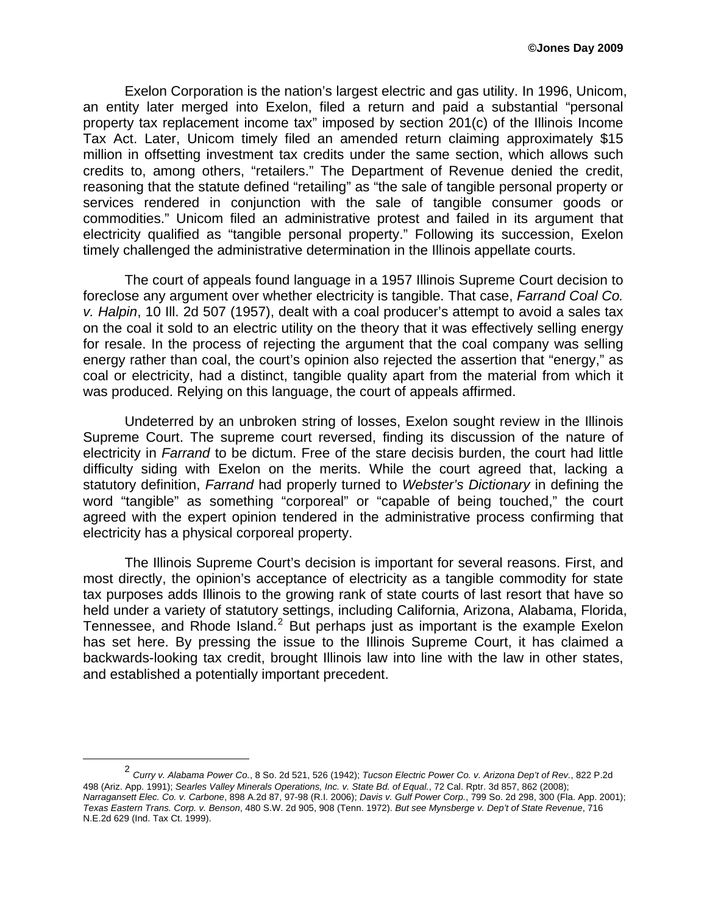Exelon Corporation is the nation's largest electric and gas utility. In 1996, Unicom, an entity later merged into Exelon, filed a return and paid a substantial "personal property tax replacement income tax" imposed by section 201(c) of the Illinois Income Tax Act. Later, Unicom timely filed an amended return claiming approximately $15 million in offsetting investment tax credits under the same section, which allows such credits to, among others, "retailers." The Department of Revenue denied the credit, reasoning that the statute defined "retailing" as "the sale of tangible personal property or services rendered in conjunction with the sale of tangible consumer goods or commodities." Unicom filed an administrative protest and failed in its argument that electricity qualified as "tangible personal property." Following its succession, Exelon timely challenged the administrative determination in the Illinois appellate courts.

The court of appeals found language in a 1957 Illinois Supreme Court decision to foreclose any argument over whether electricity is tangible. That case, *Farrand Coal Co. v. Halpin*, 10 Ill. 2d 507 (1957), dealt with a coal producer's attempt to avoid a sales tax on the coal it sold to an electric utility on the theory that it was effectively selling energy for resale. In the process of rejecting the argument that the coal company was selling energy rather than coal, the court's opinion also rejected the assertion that "energy," as coal or electricity, had a distinct, tangible quality apart from the material from which it was produced. Relying on this language, the court of appeals affirmed.

Undeterred by an unbroken string of losses, Exelon sought review in the Illinois Supreme Court. The supreme court reversed, finding its discussion of the nature of electricity in *Farrand* to be dictum. Free of the stare decisis burden, the court had little difficulty siding with Exelon on the merits. While the court agreed that, lacking a statutory definition, *Farrand* had properly turned to *Webster's Dictionary* in defining the word "tangible" as something "corporeal" or "capable of being touched," the court agreed with the expert opinion tendered in the administrative process confirming that electricity has a physical corporeal property.

The Illinois Supreme Court's decision is important for several reasons. First, and most directly, the opinion's acceptance of electricity as a tangible commodity for state tax purposes adds Illinois to the growing rank of state courts of last resort that have so held under a variety of statutory settings, including California, Arizona, Alabama, Florida, Tennessee, and Rhode Island.[2] But perhaps just as important is the example Exelon has set here. By pressing the issue to the Illinois Supreme Court, it has claimed a backwards-looking tax credit, brought Illinois law into line with the law in other states, and established a potentially important precedent.

---

[2] *Curry v. Alabama Power Co.*, 8 So. 2d 521, 526 (1942); *Tucson Electric Power Co. v. Arizona Dep't of Rev.*, 822 P.2d 498 (Ariz. App. 1991); *Searles Valley Minerals Operations, Inc. v. State Bd. of Equal.*, 72 Cal. Rptr. 3d 857, 862 (2008); *Narragansett Elec. Co. v. Carbone*, 898 A.2d 87, 97-98 (R.I. 2006); *Davis v. Gulf Power Corp.*, 799 So. 2d 298, 300 (Fla. App. 2001); *Texas Eastern Trans. Corp. v. Benson*, 480 S.W. 2d 905, 908 (Tenn. 1972). *But see Mynsberge v. Dep't of State Revenue*, 716 N.E.2d 629 (Ind. Tax Ct. 1999).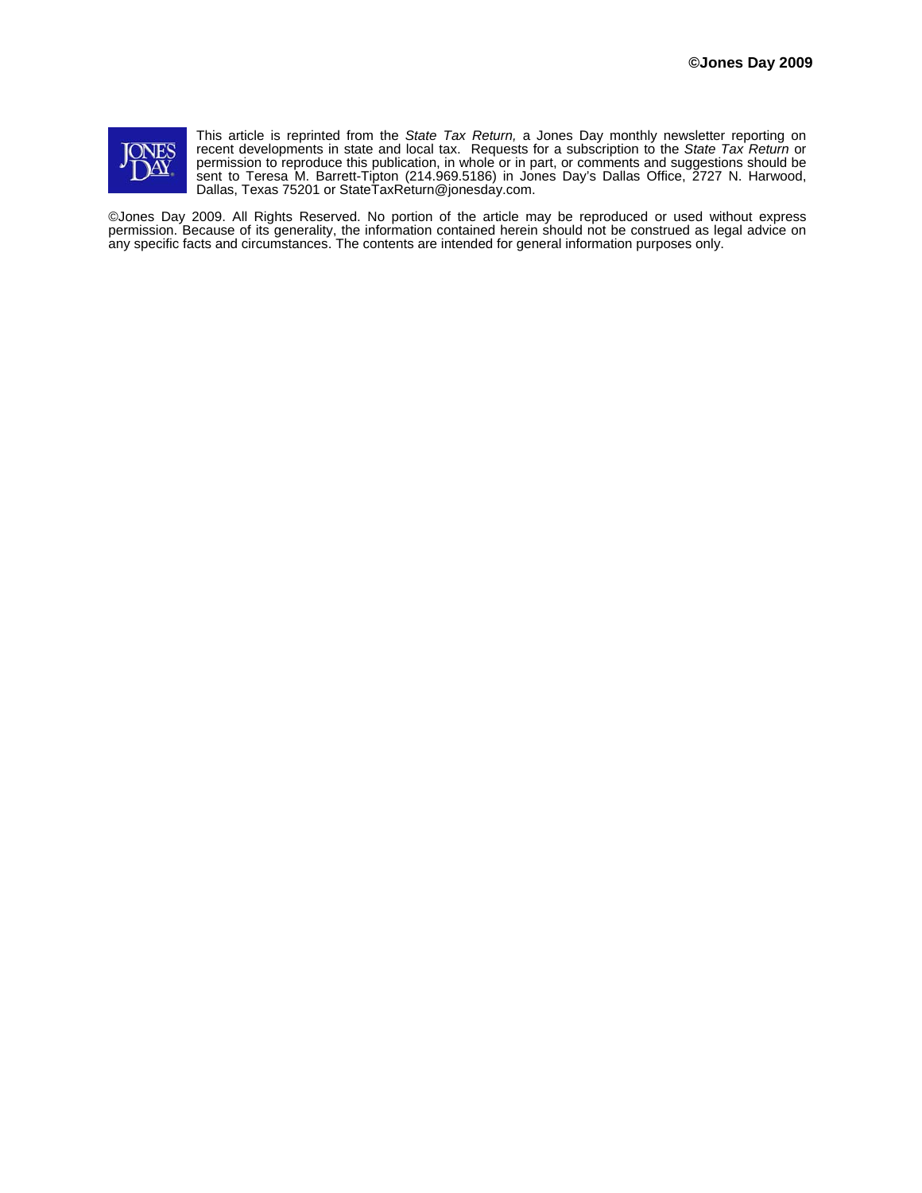**©Jones Day 2009**

This article is reprinted from the *State Tax Return,* a Jones Day monthly newsletter reporting on recent developments in state and local tax. Requests for a subscription to the *State Tax Return* or permission to reproduce this publication, in whole or in part, or comments and suggestions should be sent to Teresa M. Barrett-Tipton (214.969.5186) in Jones Day's Dallas Office, 2727 N. Harwood, Dallas, Texas 75201 or StateTaxReturn@jonesday.com.

©Jones Day 2009. All Rights Reserved. No portion of the article may be reproduced or used without express permission. Because of its generality, the information contained herein should not be construed as legal advice on any specific facts and circumstances. The contents are intended for general information purposes only.